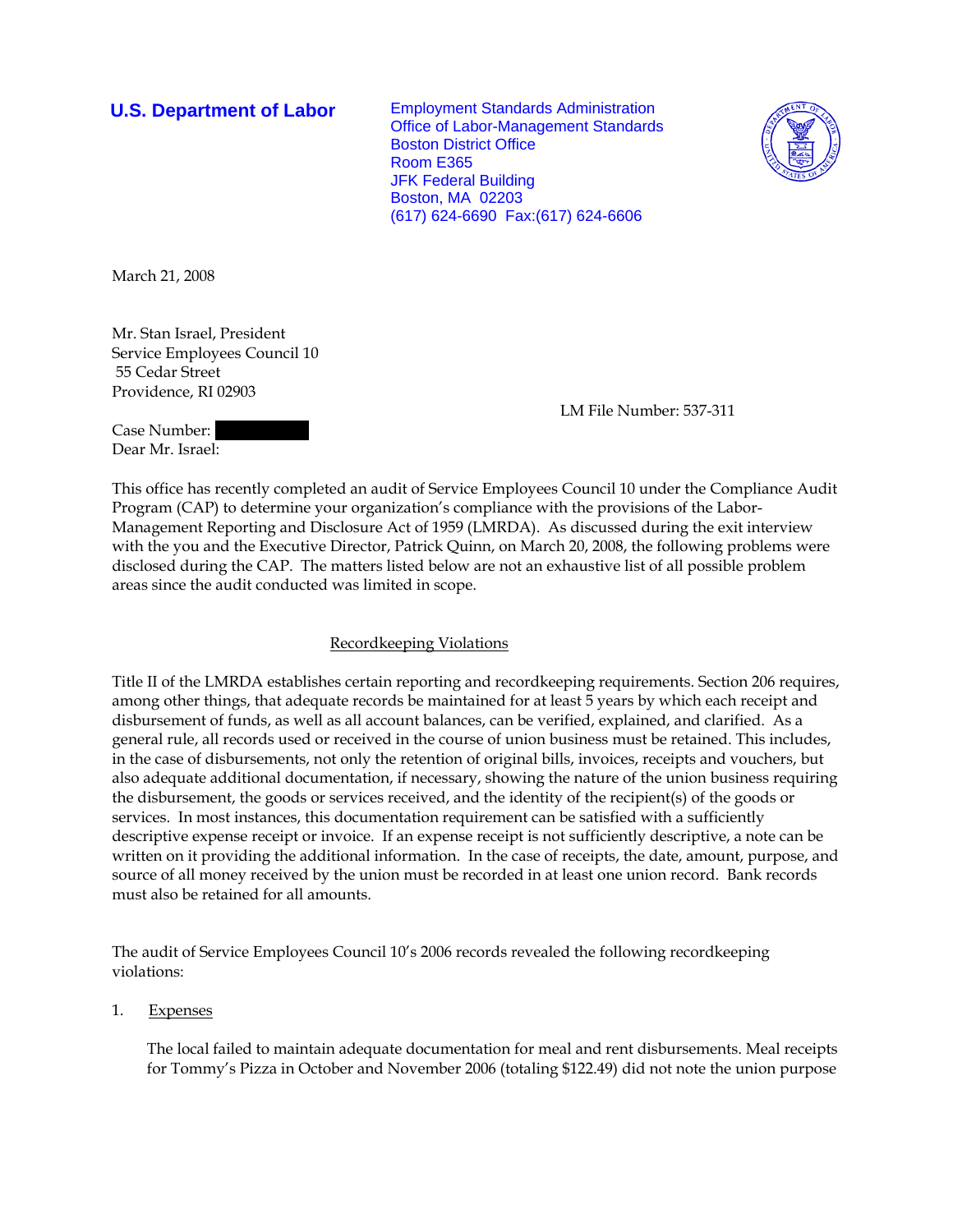**U.S. Department of Labor**

Employment Standards Administration
Office of Labor-Management Standards
Boston District Office
Room E365
JFK Federal Building
Boston, MA 02203
(617) 624-6690 Fax:(617) 624-6606

March 21, 2008

Mr. Stan Israel, President
Service Employees Council 10
55 Cedar Street
Providence, RI 02903

LM File Number: 537-311

Case Number: 
Dear Mr. Israel:

This office has recently completed an audit of Service Employees Council 10 under the Compliance Audit Program (CAP) to determine your organization's compliance with the provisions of the Labor-Management Reporting and Disclosure Act of 1959 (LMRDA). As discussed during the exit interview with the you and the Executive Director, Patrick Quinn, on March 20, 2008, the following problems were disclosed during the CAP. The matters listed below are not an exhaustive list of all possible problem areas since the audit conducted was limited in scope.

Recordkeeping Violations

Title II of the LMRDA establishes certain reporting and recordkeeping requirements. Section 206 requires, among other things, that adequate records be maintained for at least 5 years by which each receipt and disbursement of funds, as well as all account balances, can be verified, explained, and clarified. As a general rule, all records used or received in the course of union business must be retained. This includes, in the case of disbursements, not only the retention of original bills, invoices, receipts and vouchers, but also adequate additional documentation, if necessary, showing the nature of the union business requiring the disbursement, the goods or services received, and the identity of the recipient(s) of the goods or services. In most instances, this documentation requirement can be satisfied with a sufficiently descriptive expense receipt or invoice. If an expense receipt is not sufficiently descriptive, a note can be written on it providing the additional information. In the case of receipts, the date, amount, purpose, and source of all money received by the union must be recorded in at least one union record. Bank records must also be retained for all amounts.

The audit of Service Employees Council 10's 2006 records revealed the following recordkeeping violations:

1. Expenses

   The local failed to maintain adequate documentation for meal and rent disbursements. Meal receipts for Tommy's Pizza in October and November 2006 (totaling $122.49) did not note the union purpose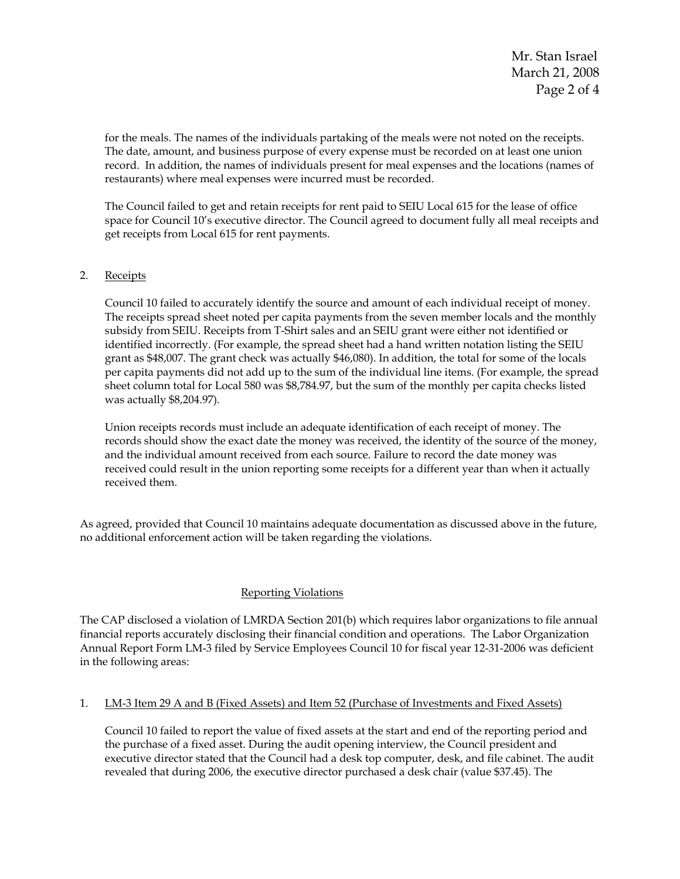for the meals. The names of the individuals partaking of the meals were not noted on the receipts. The date, amount, and business purpose of every expense must be recorded on at least one union record. In addition, the names of individuals present for meal expenses and the locations (names of restaurants) where meal expenses were incurred must be recorded.

The Council failed to get and retain receipts for rent paid to SEIU Local 615 for the lease of office space for Council 10's executive director. The Council agreed to document fully all meal receipts and get receipts from Local 615 for rent payments.

2. Receipts

   Council 10 failed to accurately identify the source and amount of each individual receipt of money. The receipts spread sheet noted per capita payments from the seven member locals and the monthly subsidy from SEIU. Receipts from T-Shirt sales and an SEIU grant were either not identified or identified incorrectly. (For example, the spread sheet had a hand written notation listing the SEIU grant as $48,007. The grant check was actually $46,080). In addition, the total for some of the locals per capita payments did not add up to the sum of the individual line items. (For example, the spread sheet column total for Local 580 was $8,784.97, but the sum of the monthly per capita checks listed was actually $8,204.97).

   Union receipts records must include an adequate identification of each receipt of money. The records should show the exact date the money was received, the identity of the source of the money, and the individual amount received from each source. Failure to record the date money was received could result in the union reporting some receipts for a different year than when it actually received them.

As agreed, provided that Council 10 maintains adequate documentation as discussed above in the future, no additional enforcement action will be taken regarding the violations.

## Reporting Violations

The CAP disclosed a violation of LMRDA Section 201(b) which requires labor organizations to file annual financial reports accurately disclosing their financial condition and operations. The Labor Organization Annual Report Form LM-3 filed by Service Employees Council 10 for fiscal year 12-31-2006 was deficient in the following areas:

1. LM-3 Item 29 A and B (Fixed Assets) and Item 52 (Purchase of Investments and Fixed Assets)

   Council 10 failed to report the value of fixed assets at the start and end of the reporting period and the purchase of a fixed asset. During the audit opening interview, the Council president and executive director stated that the Council had a desk top computer, desk, and file cabinet. The audit revealed that during 2006, the executive director purchased a desk chair (value $37.45). The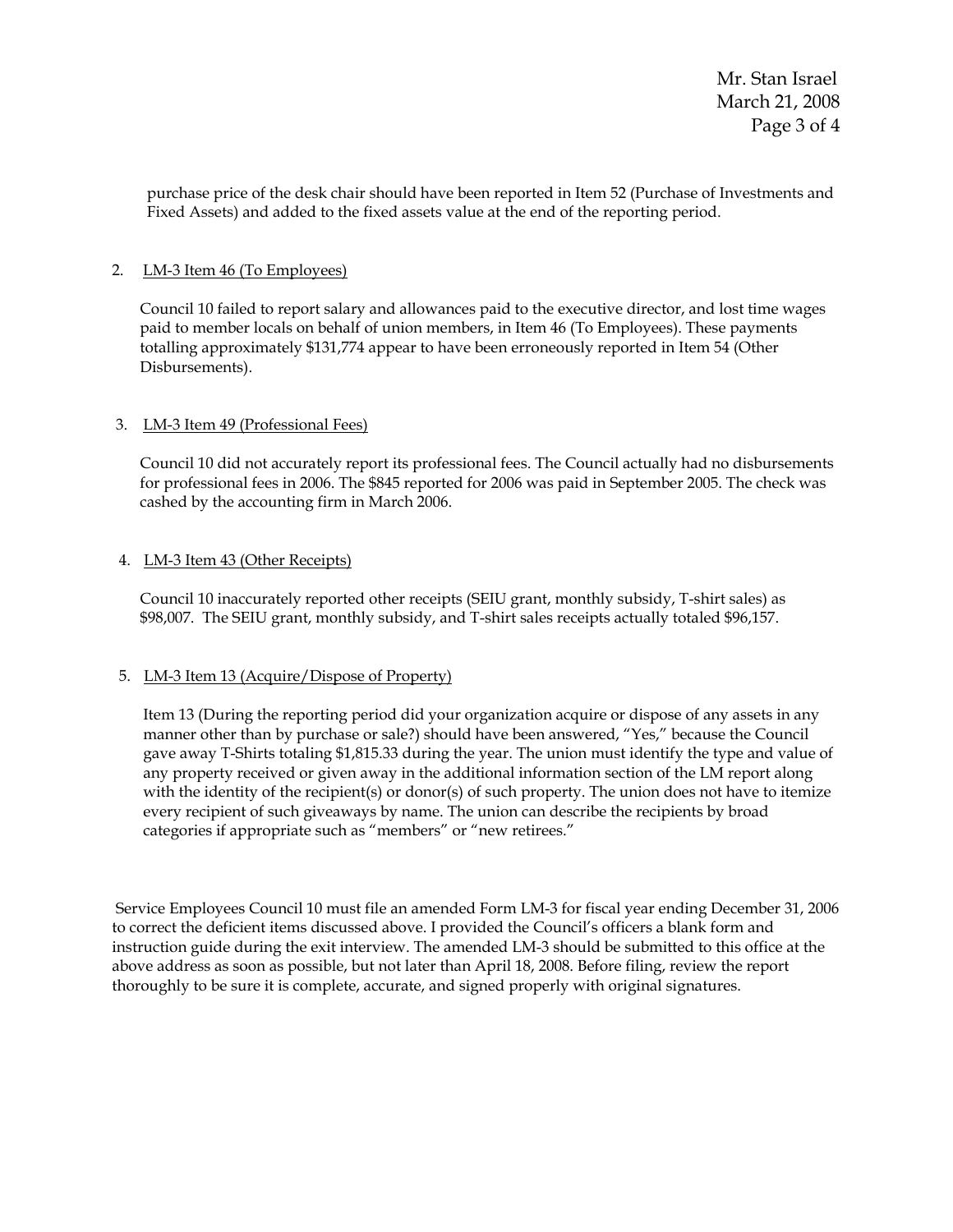purchase price of the desk chair should have been reported in Item 52 (Purchase of Investments and Fixed Assets) and added to the fixed assets value at the end of the reporting period.

2. <u>LM-3 Item 46 (To Employees)</u>

   Council 10 failed to report salary and allowances paid to the executive director, and lost time wages paid to member locals on behalf of union members, in Item 46 (To Employees). These payments totalling approximately $131,774 appear to have been erroneously reported in Item 54 (Other Disbursements).

3. <u>LM-3 Item 49 (Professional Fees)</u>

   Council 10 did not accurately report its professional fees. The Council actually had no disbursements for professional fees in 2006. The $845 reported for 2006 was paid in September 2005. The check was cashed by the accounting firm in March 2006.

4. <u>LM-3 Item 43 (Other Receipts)</u>

   Council 10 inaccurately reported other receipts (SEIU grant, monthly subsidy, T-shirt sales) as $98,007. The SEIU grant, monthly subsidy, and T-shirt sales receipts actually totaled $96,157.

5. <u>LM-3 Item 13 (Acquire/Dispose of Property)</u>

   Item 13 (During the reporting period did your organization acquire or dispose of any assets in any manner other than by purchase or sale?) should have been answered, "Yes," because the Council gave away T-Shirts totaling $1,815.33 during the year. The union must identify the type and value of any property received or given away in the additional information section of the LM report along with the identity of the recipient(s) or donor(s) of such property. The union does not have to itemize every recipient of such giveaways by name. The union can describe the recipients by broad categories if appropriate such as "members" or "new retirees."

Service Employees Council 10 must file an amended Form LM-3 for fiscal year ending December 31, 2006 to correct the deficient items discussed above. I provided the Council's officers a blank form and instruction guide during the exit interview. The amended LM-3 should be submitted to this office at the above address as soon as possible, but not later than April 18, 2008. Before filing, review the report thoroughly to be sure it is complete, accurate, and signed properly with original signatures.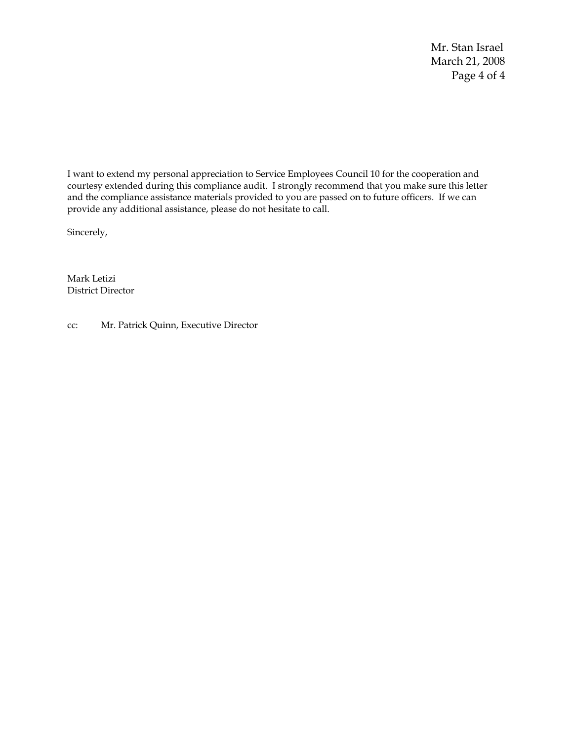I want to extend my personal appreciation to Service Employees Council 10 for the cooperation and courtesy extended during this compliance audit. I strongly recommend that you make sure this letter and the compliance assistance materials provided to you are passed on to future officers. If we can provide any additional assistance, please do not hesitate to call.

Sincerely,

Mark Letizi
District Director

cc: Mr. Patrick Quinn, Executive Director